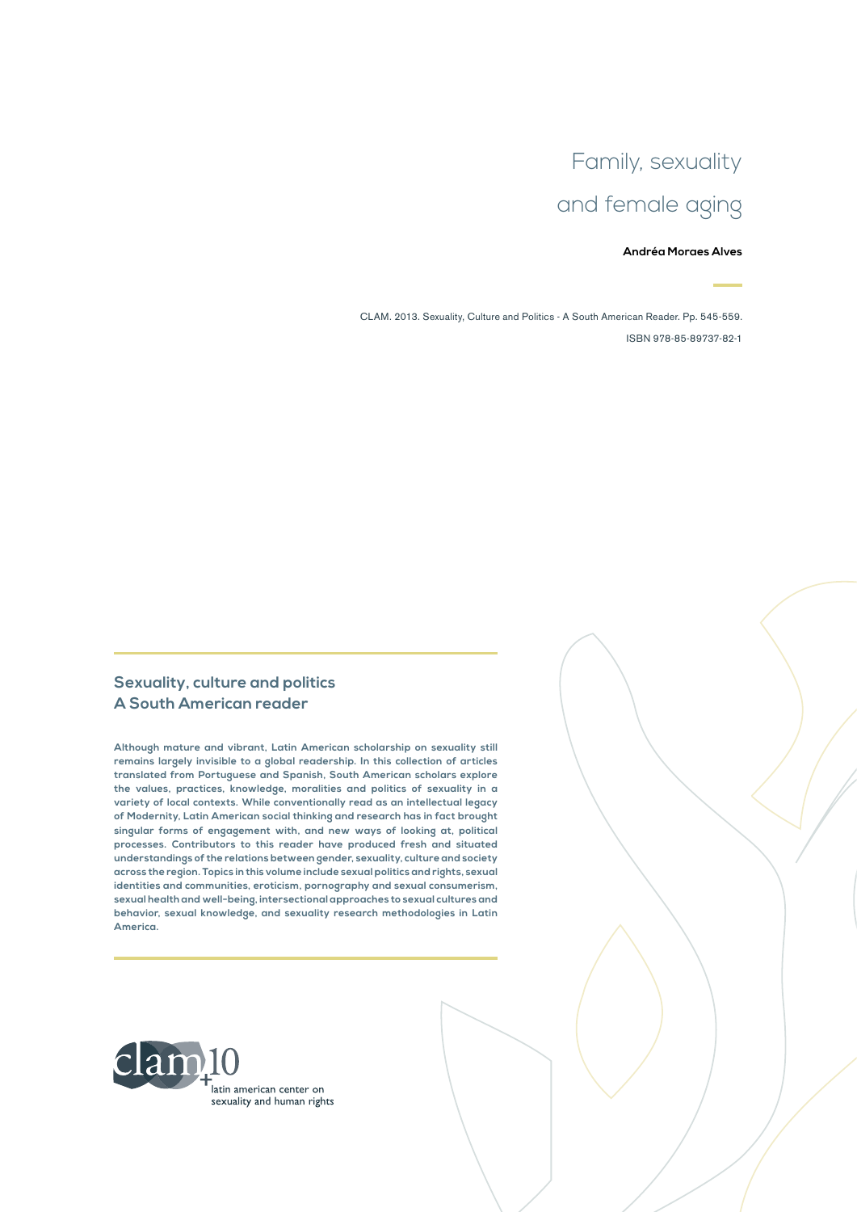# Family, sexuality and female aging

**Andréa Moraes Alves**

CLAM. 2013. Sexuality, Culture and Politics - A South American Reader. Pp. 545-559.

ISBN 978-85-89737-82-1

## Sexuality, culture and politics
## A South American reader

**Although mature and vibrant, Latin American scholarship on sexuality still remains largely invisible to a global readership. In this collection of articles translated from Portuguese and Spanish, South American scholars explore the values, practices, knowledge, moralities and politics of sexuality in a variety of local contexts. While conventionally read as an intellectual legacy of Modernity, Latin American social thinking and research has in fact brought singular forms of engagement with, and new ways of looking at, political processes. Contributors to this reader have produced fresh and situated understandings of the relations between gender, sexuality, culture and society across the region. Topics in this volume include sexual politics and rights, sexual identities and communities, eroticism, pornography and sexual consumerism, sexual health and well-being, intersectional approaches to sexual cultures and behavior, sexual knowledge, and sexuality research methodologies in Latin America.**

clam 10

latin american center on sexuality and human rights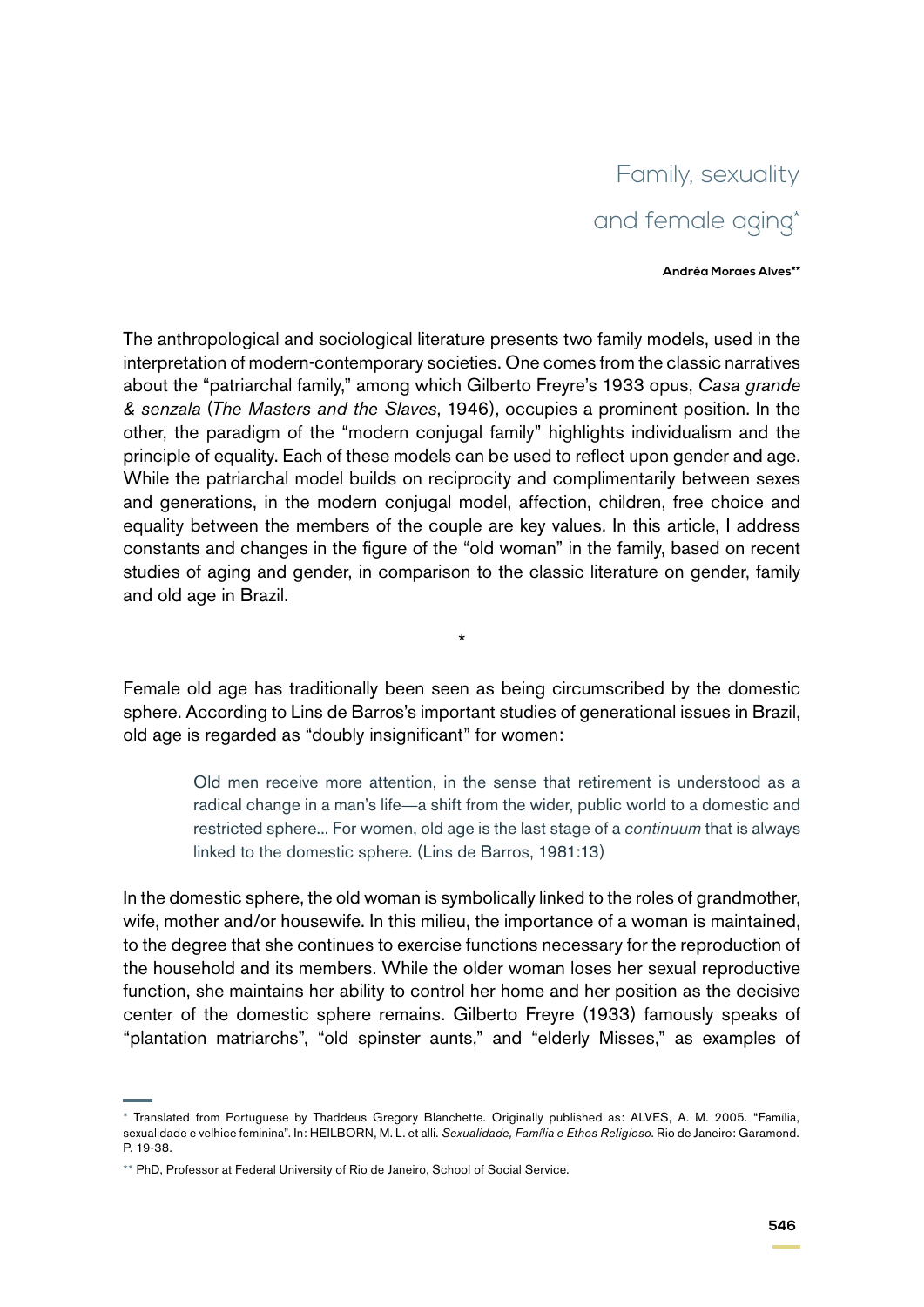# Family, sexuality and female aging*

**Andréa Moraes Alves****

The anthropological and sociological literature presents two family models, used in the interpretation of modern-contemporary societies. One comes from the classic narratives about the "patriarchal family," among which Gilberto Freyre's 1933 opus, *Casa grande & senzala* (*The Masters and the Slaves*, 1946), occupies a prominent position. In the other, the paradigm of the "modern conjugal family" highlights individualism and the principle of equality. Each of these models can be used to reflect upon gender and age. While the patriarchal model builds on reciprocity and complimentarily between sexes and generations, in the modern conjugal model, affection, children, free choice and equality between the members of the couple are key values. In this article, I address constants and changes in the figure of the "old woman" in the family, based on recent studies of aging and gender, in comparison to the classic literature on gender, family and old age in Brazil.

*

Female old age has traditionally been seen as being circumscribed by the domestic sphere. According to Lins de Barros's important studies of generational issues in Brazil, old age is regarded as "doubly insignificant" for women:

> Old men receive more attention, in the sense that retirement is understood as a radical change in a man's life—a shift from the wider, public world to a domestic and restricted sphere... For women, old age is the last stage of a *continuum* that is always linked to the domestic sphere. (Lins de Barros, 1981:13)

In the domestic sphere, the old woman is symbolically linked to the roles of grandmother, wife, mother and/or housewife. In this milieu, the importance of a woman is maintained, to the degree that she continues to exercise functions necessary for the reproduction of the household and its members. While the older woman loses her sexual reproductive function, she maintains her ability to control her home and her position as the decisive center of the domestic sphere remains. Gilberto Freyre (1933) famously speaks of "plantation matriarchs", "old spinster aunts," and "elderly Misses," as examples of

---

\* Translated from Portuguese by Thaddeus Gregory Blanchette. Originally published as: ALVES, A. M. 2005. "Família, sexualidade e velhice feminina". In: HEILBORN, M. L. et alli. *Sexualidade, Família e Ethos Religioso*. Rio de Janeiro: Garamond. P. 19-38.

\** PhD, Professor at Federal University of Rio de Janeiro, School of Social Service.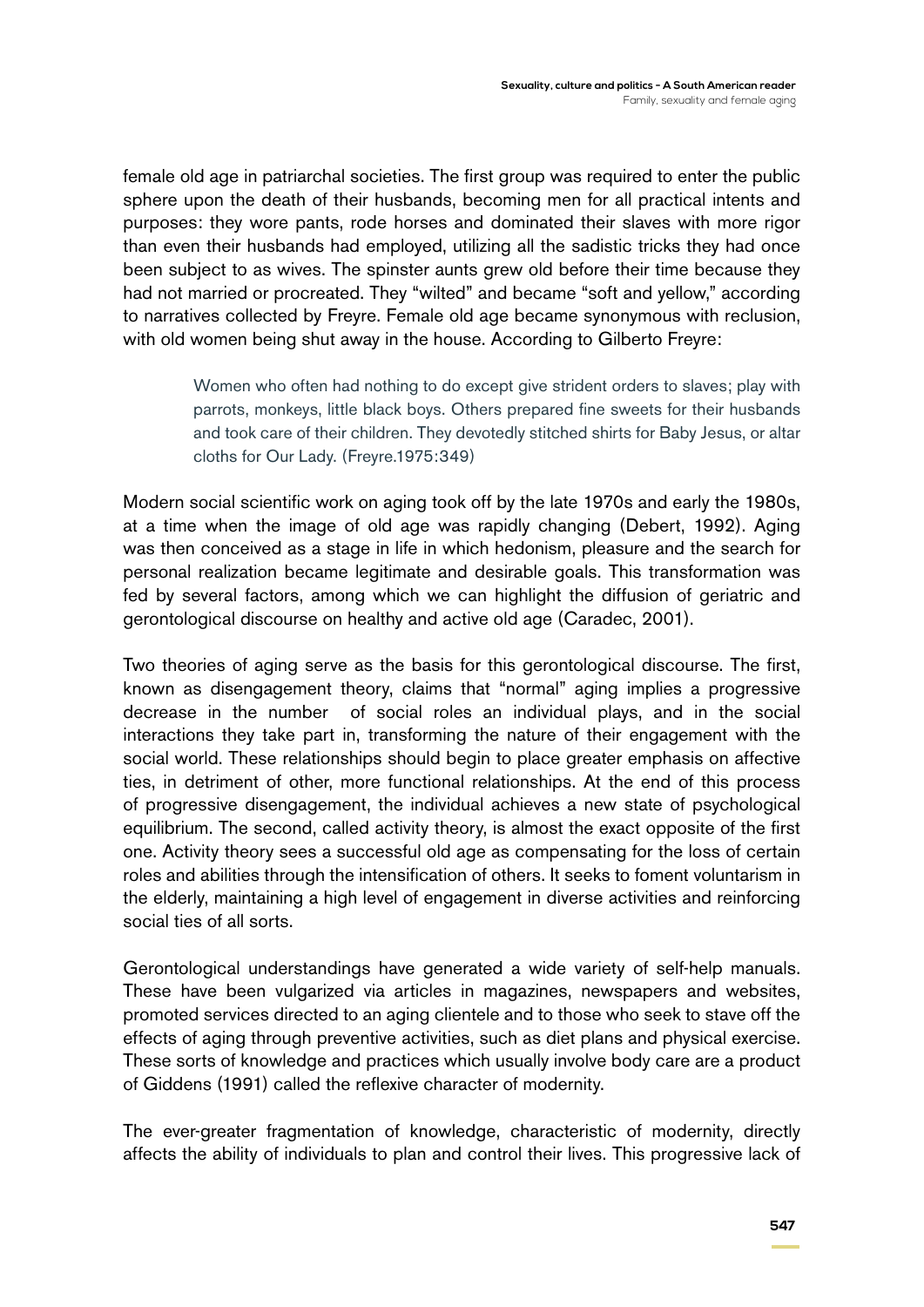female old age in patriarchal societies. The first group was required to enter the public sphere upon the death of their husbands, becoming men for all practical intents and purposes: they wore pants, rode horses and dominated their slaves with more rigor than even their husbands had employed, utilizing all the sadistic tricks they had once been subject to as wives. The spinster aunts grew old before their time because they had not married or procreated. They "wilted" and became "soft and yellow," according to narratives collected by Freyre. Female old age became synonymous with reclusion, with old women being shut away in the house. According to Gilberto Freyre:

> Women who often had nothing to do except give strident orders to slaves; play with parrots, monkeys, little black boys. Others prepared fine sweets for their husbands and took care of their children. They devotedly stitched shirts for Baby Jesus, or altar cloths for Our Lady. (Freyre.1975:349)

Modern social scientific work on aging took off by the late 1970s and early the 1980s, at a time when the image of old age was rapidly changing (Debert, 1992). Aging was then conceived as a stage in life in which hedonism, pleasure and the search for personal realization became legitimate and desirable goals. This transformation was fed by several factors, among which we can highlight the diffusion of geriatric and gerontological discourse on healthy and active old age (Caradec, 2001).

Two theories of aging serve as the basis for this gerontological discourse. The first, known as disengagement theory, claims that "normal" aging implies a progressive decrease in the number of social roles an individual plays, and in the social interactions they take part in, transforming the nature of their engagement with the social world. These relationships should begin to place greater emphasis on affective ties, in detriment of other, more functional relationships. At the end of this process of progressive disengagement, the individual achieves a new state of psychological equilibrium. The second, called activity theory, is almost the exact opposite of the first one. Activity theory sees a successful old age as compensating for the loss of certain roles and abilities through the intensification of others. It seeks to foment voluntarism in the elderly, maintaining a high level of engagement in diverse activities and reinforcing social ties of all sorts.

Gerontological understandings have generated a wide variety of self-help manuals. These have been vulgarized via articles in magazines, newspapers and websites, promoted services directed to an aging clientele and to those who seek to stave off the effects of aging through preventive activities, such as diet plans and physical exercise. These sorts of knowledge and practices which usually involve body care are a product of Giddens (1991) called the reflexive character of modernity.

The ever-greater fragmentation of knowledge, characteristic of modernity, directly affects the ability of individuals to plan and control their lives. This progressive lack of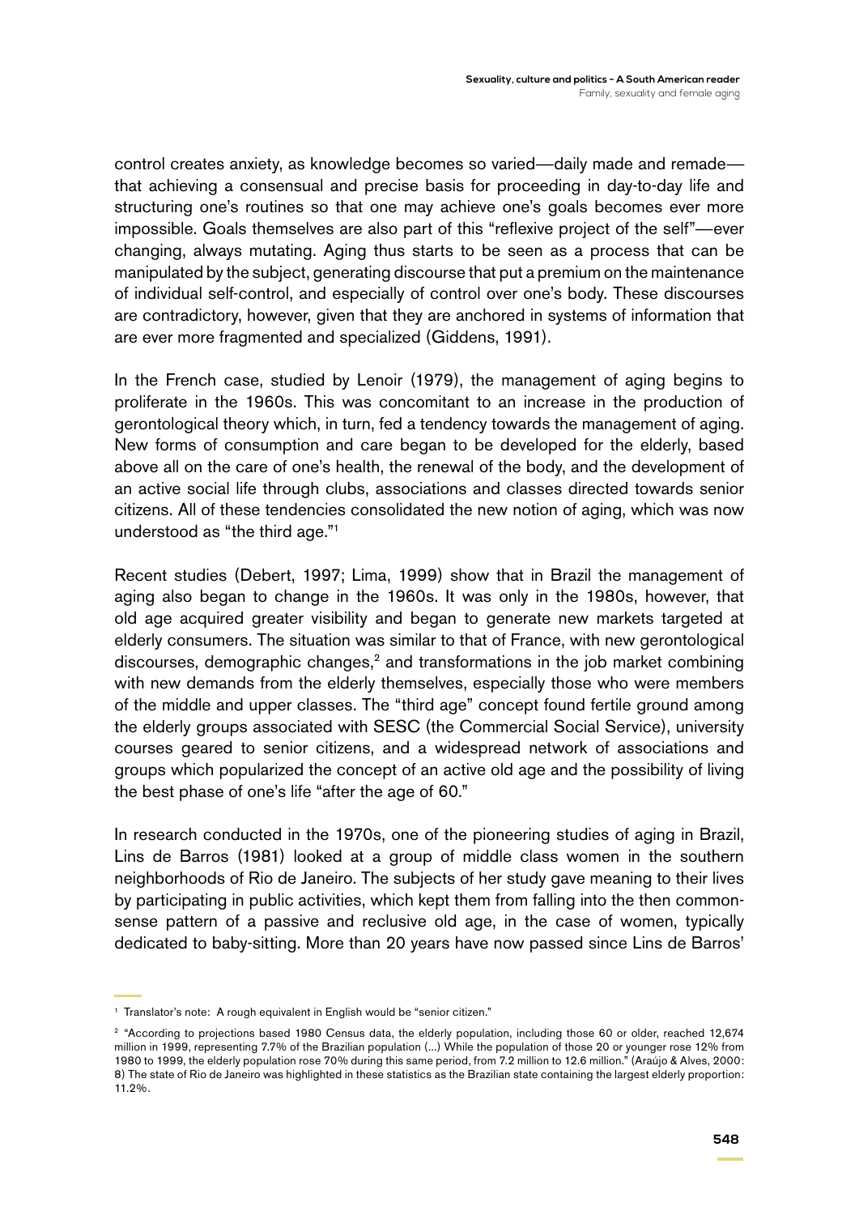control creates anxiety, as knowledge becomes so varied—daily made and remade—that achieving a consensual and precise basis for proceeding in day-to-day life and structuring one's routines so that one may achieve one's goals becomes ever more impossible. Goals themselves are also part of this "reflexive project of the self"—ever changing, always mutating. Aging thus starts to be seen as a process that can be manipulated by the subject, generating discourse that put a premium on the maintenance of individual self-control, and especially of control over one's body. These discourses are contradictory, however, given that they are anchored in systems of information that are ever more fragmented and specialized (Giddens, 1991).

In the French case, studied by Lenoir (1979), the management of aging begins to proliferate in the 1960s. This was concomitant to an increase in the production of gerontological theory which, in turn, fed a tendency towards the management of aging. New forms of consumption and care began to be developed for the elderly, based above all on the care of one's health, the renewal of the body, and the development of an active social life through clubs, associations and classes directed towards senior citizens. All of these tendencies consolidated the new notion of aging, which was now understood as "the third age."[1]

Recent studies (Debert, 1997; Lima, 1999) show that in Brazil the management of aging also began to change in the 1960s. It was only in the 1980s, however, that old age acquired greater visibility and began to generate new markets targeted at elderly consumers. The situation was similar to that of France, with new gerontological discourses, demographic changes,[2] and transformations in the job market combining with new demands from the elderly themselves, especially those who were members of the middle and upper classes. The "third age" concept found fertile ground among the elderly groups associated with SESC (the Commercial Social Service), university courses geared to senior citizens, and a widespread network of associations and groups which popularized the concept of an active old age and the possibility of living the best phase of one's life "after the age of 60."

In research conducted in the 1970s, one of the pioneering studies of aging in Brazil, Lins de Barros (1981) looked at a group of middle class women in the southern neighborhoods of Rio de Janeiro. The subjects of her study gave meaning to their lives by participating in public activities, which kept them from falling into the then common-sense pattern of a passive and reclusive old age, in the case of women, typically dedicated to baby-sitting. More than 20 years have now passed since Lins de Barros'

---

[1] Translator's note: A rough equivalent in English would be "senior citizen."

[2] "According to projections based 1980 Census data, the elderly population, including those 60 or older, reached 12,674 million in 1999, representing 7.7% of the Brazilian population (...) While the population of those 20 or younger rose 12% from 1980 to 1999, the elderly population rose 70% during this same period, from 7.2 million to 12.6 million." (Araújo & Alves, 2000: 8) The state of Rio de Janeiro was highlighted in these statistics as the Brazilian state containing the largest elderly proportion: 11.2%.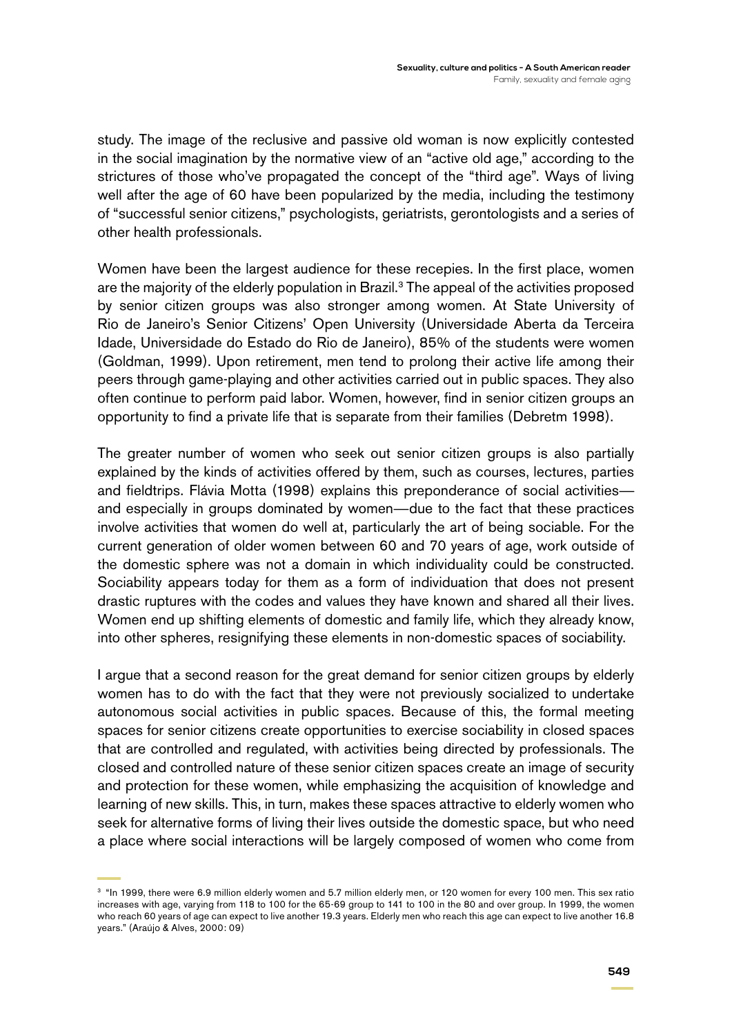study. The image of the reclusive and passive old woman is now explicitly contested in the social imagination by the normative view of an "active old age," according to the strictures of those who've propagated the concept of the "third age". Ways of living well after the age of 60 have been popularized by the media, including the testimony of "successful senior citizens," psychologists, geriatrists, gerontologists and a series of other health professionals.

Women have been the largest audience for these recepies. In the first place, women are the majority of the elderly population in Brazil.[3] The appeal of the activities proposed by senior citizen groups was also stronger among women. At State University of Rio de Janeiro's Senior Citizens' Open University (Universidade Aberta da Terceira Idade, Universidade do Estado do Rio de Janeiro), 85% of the students were women (Goldman, 1999). Upon retirement, men tend to prolong their active life among their peers through game-playing and other activities carried out in public spaces. They also often continue to perform paid labor. Women, however, find in senior citizen groups an opportunity to find a private life that is separate from their families (Debretm 1998).

The greater number of women who seek out senior citizen groups is also partially explained by the kinds of activities offered by them, such as courses, lectures, parties and fieldtrips. Flávia Motta (1998) explains this preponderance of social activities—and especially in groups dominated by women—due to the fact that these practices involve activities that women do well at, particularly the art of being sociable. For the current generation of older women between 60 and 70 years of age, work outside of the domestic sphere was not a domain in which individuality could be constructed. Sociability appears today for them as a form of individuation that does not present drastic ruptures with the codes and values they have known and shared all their lives. Women end up shifting elements of domestic and family life, which they already know, into other spheres, resignifying these elements in non-domestic spaces of sociability.

I argue that a second reason for the great demand for senior citizen groups by elderly women has to do with the fact that they were not previously socialized to undertake autonomous social activities in public spaces. Because of this, the formal meeting spaces for senior citizens create opportunities to exercise sociability in closed spaces that are controlled and regulated, with activities being directed by professionals. The closed and controlled nature of these senior citizen spaces create an image of security and protection for these women, while emphasizing the acquisition of knowledge and learning of new skills. This, in turn, makes these spaces attractive to elderly women who seek for alternative forms of living their lives outside the domestic space, but who need a place where social interactions will be largely composed of women who come from

---

[3] "In 1999, there were 6.9 million elderly women and 5.7 million elderly men, or 120 women for every 100 men. This sex ratio increases with age, varying from 118 to 100 for the 65-69 group to 141 to 100 in the 80 and over group. In 1999, the women who reach 60 years of age can expect to live another 19.3 years. Elderly men who reach this age can expect to live another 16.8 years." (Araújo & Alves, 2000: 09)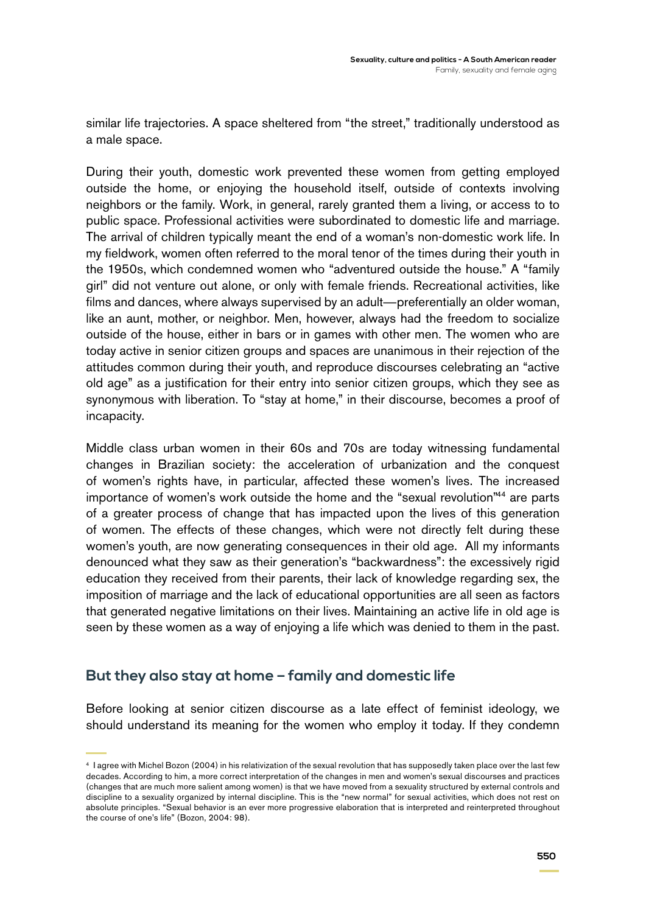similar life trajectories. A space sheltered from "the street," traditionally understood as a male space.

During their youth, domestic work prevented these women from getting employed outside the home, or enjoying the household itself, outside of contexts involving neighbors or the family. Work, in general, rarely granted them a living, or access to to public space. Professional activities were subordinated to domestic life and marriage. The arrival of children typically meant the end of a woman's non-domestic work life. In my fieldwork, women often referred to the moral tenor of the times during their youth in the 1950s, which condemned women who "adventured outside the house." A "family girl" did not venture out alone, or only with female friends. Recreational activities, like films and dances, where always supervised by an adult—preferentially an older woman, like an aunt, mother, or neighbor. Men, however, always had the freedom to socialize outside of the house, either in bars or in games with other men. The women who are today active in senior citizen groups and spaces are unanimous in their rejection of the attitudes common during their youth, and reproduce discourses celebrating an "active old age" as a justification for their entry into senior citizen groups, which they see as synonymous with liberation. To "stay at home," in their discourse, becomes a proof of incapacity.

Middle class urban women in their 60s and 70s are today witnessing fundamental changes in Brazilian society: the acceleration of urbanization and the conquest of women's rights have, in particular, affected these women's lives. The increased importance of women's work outside the home and the "sexual revolution"[44] are parts of a greater process of change that has impacted upon the lives of this generation of women. The effects of these changes, which were not directly felt during these women's youth, are now generating consequences in their old age. All my informants denounced what they saw as their generation's "backwardness": the excessively rigid education they received from their parents, their lack of knowledge regarding sex, the imposition of marriage and the lack of educational opportunities are all seen as factors that generated negative limitations on their lives. Maintaining an active life in old age is seen by these women as a way of enjoying a life which was denied to them in the past.

## But they also stay at home – family and domestic life

Before looking at senior citizen discourse as a late effect of feminist ideology, we should understand its meaning for the women who employ it today. If they condemn

---

[4] I agree with Michel Bozon (2004) in his relativization of the sexual revolution that has supposedly taken place over the last few decades. According to him, a more correct interpretation of the changes in men and women's sexual discourses and practices (changes that are much more salient among women) is that we have moved from a sexuality structured by external controls and discipline to a sexuality organized by internal discipline. This is the "new normal" for sexual activities, which does not rest on absolute principles. "Sexual behavior is an ever more progressive elaboration that is interpreted and reinterpreted throughout the course of one's life" (Bozon, 2004: 98).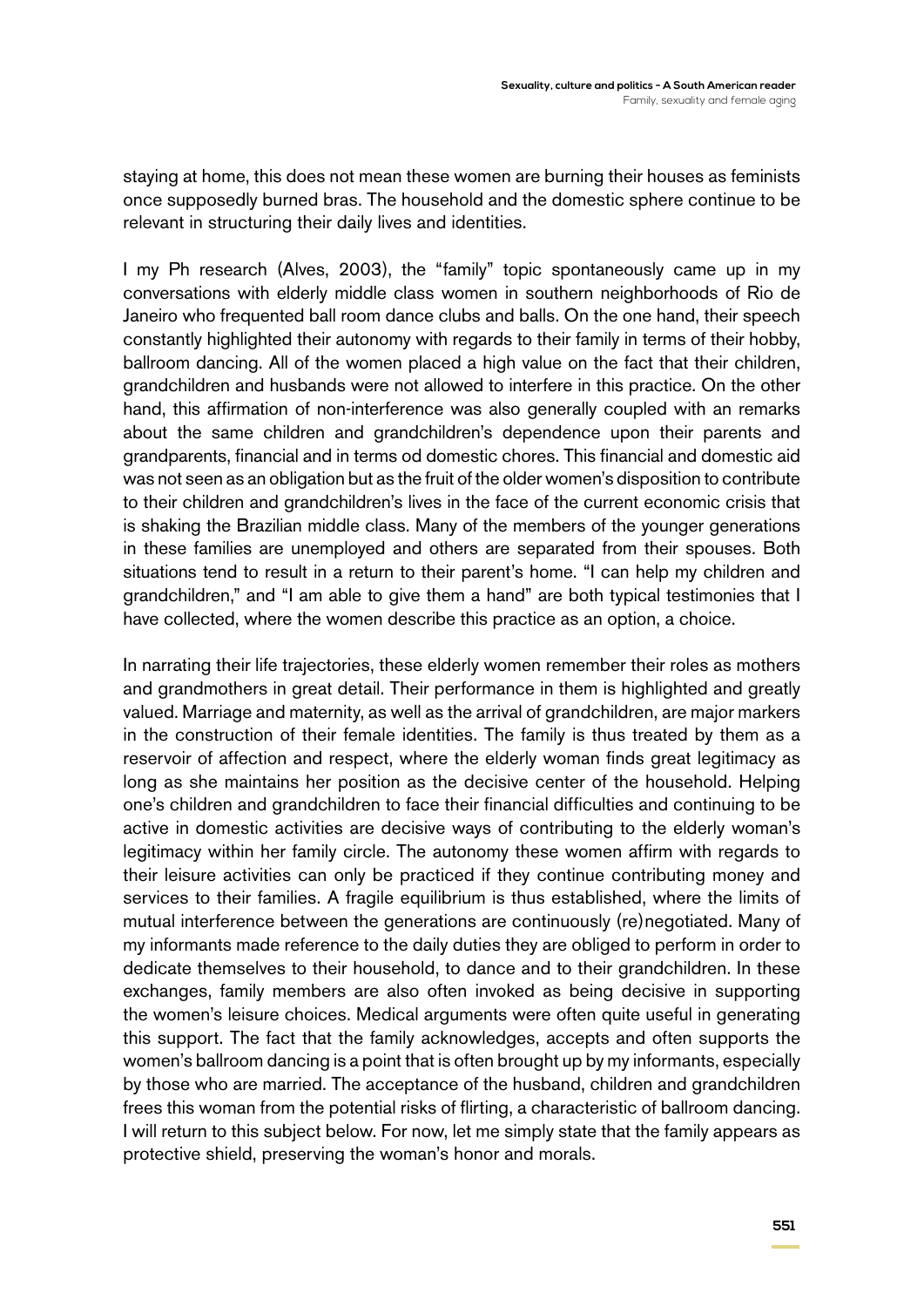staying at home, this does not mean these women are burning their houses as feminists once supposedly burned bras. The household and the domestic sphere continue to be relevant in structuring their daily lives and identities.

I my Ph research (Alves, 2003), the "family" topic spontaneously came up in my conversations with elderly middle class women in southern neighborhoods of Rio de Janeiro who frequented ball room dance clubs and balls. On the one hand, their speech constantly highlighted their autonomy with regards to their family in terms of their hobby, ballroom dancing. All of the women placed a high value on the fact that their children, grandchildren and husbands were not allowed to interfere in this practice. On the other hand, this affirmation of non-interference was also generally coupled with an remarks about the same children and grandchildren's dependence upon their parents and grandparents, financial and in terms od domestic chores. This financial and domestic aid was not seen as an obligation but as the fruit of the older women's disposition to contribute to their children and grandchildren's lives in the face of the current economic crisis that is shaking the Brazilian middle class. Many of the members of the younger generations in these families are unemployed and others are separated from their spouses. Both situations tend to result in a return to their parent's home. "I can help my children and grandchildren," and "I am able to give them a hand" are both typical testimonies that I have collected, where the women describe this practice as an option, a choice.

In narrating their life trajectories, these elderly women remember their roles as mothers and grandmothers in great detail. Their performance in them is highlighted and greatly valued. Marriage and maternity, as well as the arrival of grandchildren, are major markers in the construction of their female identities. The family is thus treated by them as a reservoir of affection and respect, where the elderly woman finds great legitimacy as long as she maintains her position as the decisive center of the household. Helping one's children and grandchildren to face their financial difficulties and continuing to be active in domestic activities are decisive ways of contributing to the elderly woman's legitimacy within her family circle. The autonomy these women affirm with regards to their leisure activities can only be practiced if they continue contributing money and services to their families. A fragile equilibrium is thus established, where the limits of mutual interference between the generations are continuously (re)negotiated. Many of my informants made reference to the daily duties they are obliged to perform in order to dedicate themselves to their household, to dance and to their grandchildren. In these exchanges, family members are also often invoked as being decisive in supporting the women's leisure choices. Medical arguments were often quite useful in generating this support. The fact that the family acknowledges, accepts and often supports the women's ballroom dancing is a point that is often brought up by my informants, especially by those who are married. The acceptance of the husband, children and grandchildren frees this woman from the potential risks of flirting, a characteristic of ballroom dancing. I will return to this subject below. For now, let me simply state that the family appears as protective shield, preserving the woman's honor and morals.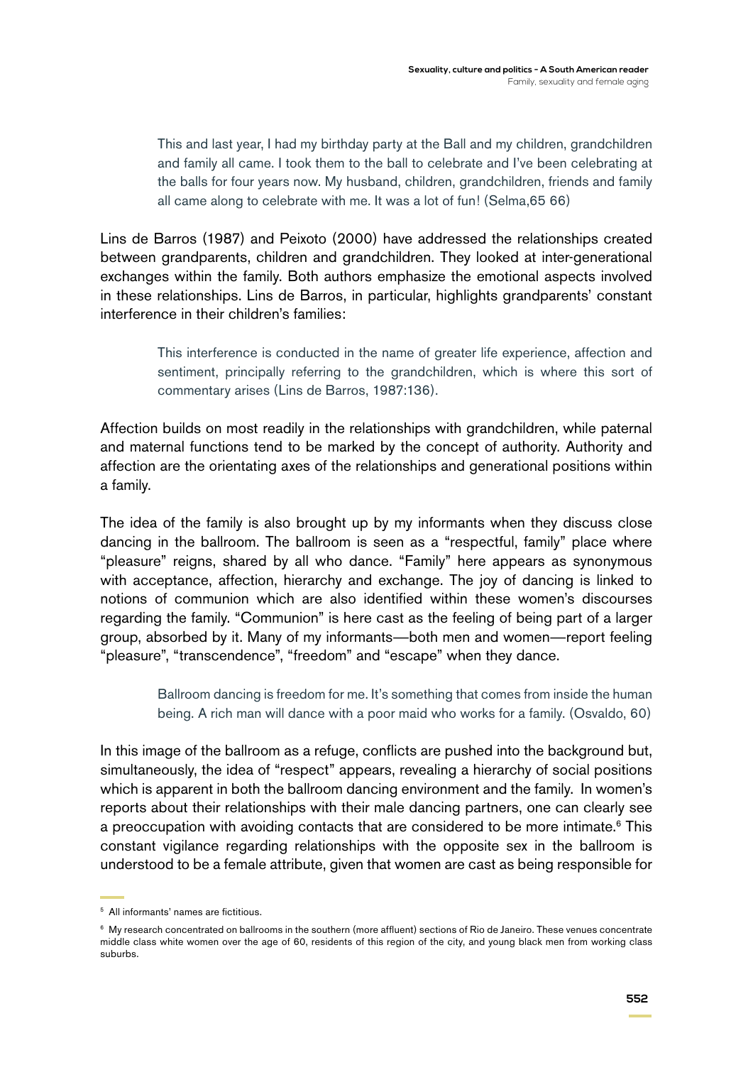> This and last year, I had my birthday party at the Ball and my children, grandchildren and family all came. I took them to the ball to celebrate and I've been celebrating at the balls for four years now. My husband, children, grandchildren, friends and family all came along to celebrate with me. It was a lot of fun! (Selma,65 66)

Lins de Barros (1987) and Peixoto (2000) have addressed the relationships created between grandparents, children and grandchildren. They looked at inter-generational exchanges within the family. Both authors emphasize the emotional aspects involved in these relationships. Lins de Barros, in particular, highlights grandparents' constant interference in their children's families:

> This interference is conducted in the name of greater life experience, affection and sentiment, principally referring to the grandchildren, which is where this sort of commentary arises (Lins de Barros, 1987:136).

Affection builds on most readily in the relationships with grandchildren, while paternal and maternal functions tend to be marked by the concept of authority. Authority and affection are the orientating axes of the relationships and generational positions within a family.

The idea of the family is also brought up by my informants when they discuss close dancing in the ballroom. The ballroom is seen as a "respectful, family" place where "pleasure" reigns, shared by all who dance. "Family" here appears as synonymous with acceptance, affection, hierarchy and exchange. The joy of dancing is linked to notions of communion which are also identified within these women's discourses regarding the family. "Communion" is here cast as the feeling of being part of a larger group, absorbed by it. Many of my informants—both men and women—report feeling "pleasure", "transcendence", "freedom" and "escape" when they dance.

> Ballroom dancing is freedom for me. It's something that comes from inside the human being. A rich man will dance with a poor maid who works for a family. (Osvaldo, 60)

In this image of the ballroom as a refuge, conflicts are pushed into the background but, simultaneously, the idea of "respect" appears, revealing a hierarchy of social positions which is apparent in both the ballroom dancing environment and the family. In women's reports about their relationships with their male dancing partners, one can clearly see a preoccupation with avoiding contacts that are considered to be more intimate.[6] This constant vigilance regarding relationships with the opposite sex in the ballroom is understood to be a female attribute, given that women are cast as being responsible for

---

[5] All informants' names are fictitious.

[6] My research concentrated on ballrooms in the southern (more affluent) sections of Rio de Janeiro. These venues concentrate middle class white women over the age of 60, residents of this region of the city, and young black men from working class suburbs.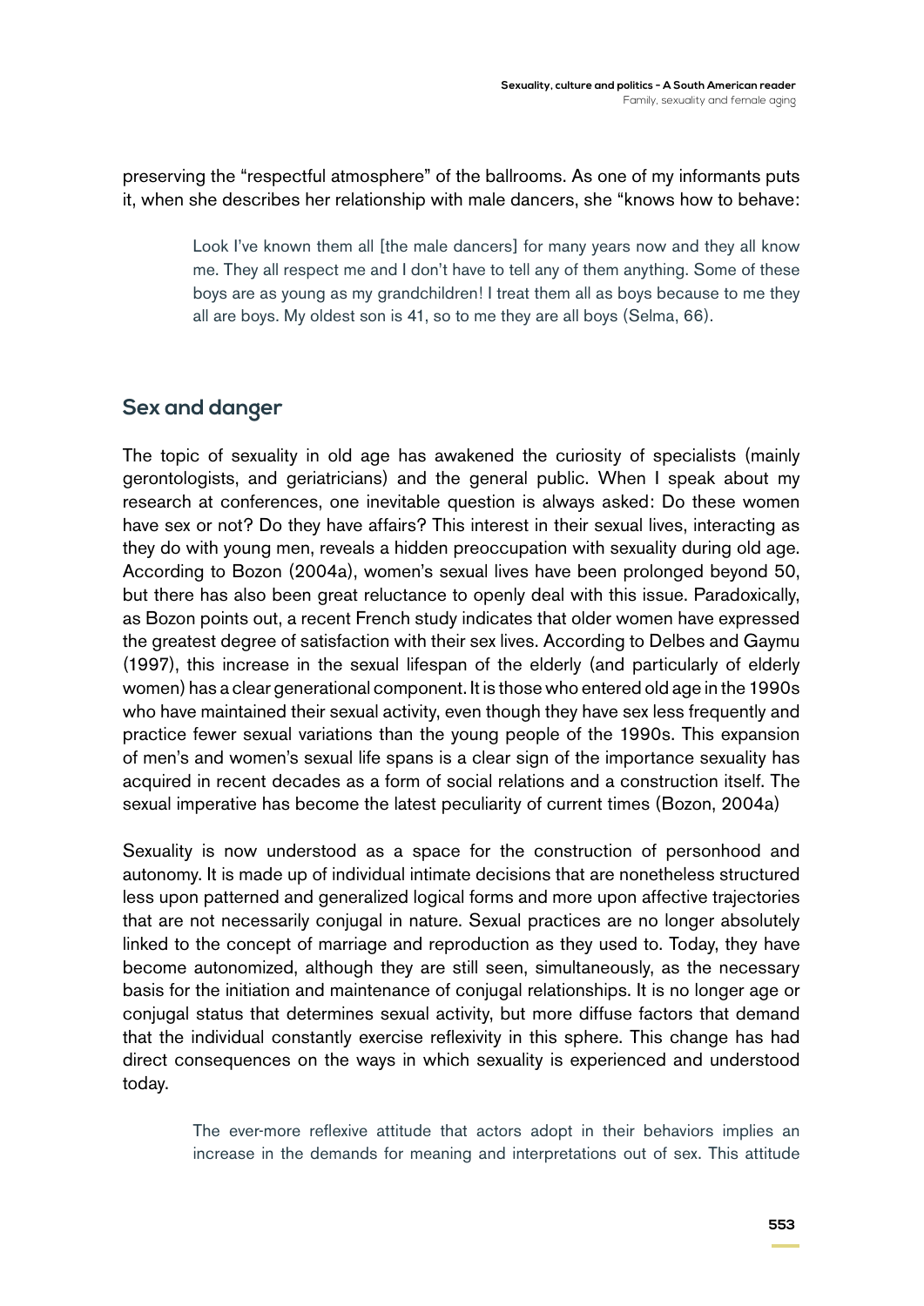preserving the "respectful atmosphere" of the ballrooms. As one of my informants puts it, when she describes her relationship with male dancers, she "knows how to behave:

> Look I've known them all [the male dancers] for many years now and they all know me. They all respect me and I don't have to tell any of them anything. Some of these boys are as young as my grandchildren! I treat them all as boys because to me they all are boys. My oldest son is 41, so to me they are all boys (Selma, 66).

## Sex and danger

The topic of sexuality in old age has awakened the curiosity of specialists (mainly gerontologists, and geriatricians) and the general public. When I speak about my research at conferences, one inevitable question is always asked: Do these women have sex or not? Do they have affairs? This interest in their sexual lives, interacting as they do with young men, reveals a hidden preoccupation with sexuality during old age. According to Bozon (2004a), women's sexual lives have been prolonged beyond 50, but there has also been great reluctance to openly deal with this issue. Paradoxically, as Bozon points out, a recent French study indicates that older women have expressed the greatest degree of satisfaction with their sex lives. According to Delbes and Gaymu (1997), this increase in the sexual lifespan of the elderly (and particularly of elderly women) has a clear generational component. It is those who entered old age in the 1990s who have maintained their sexual activity, even though they have sex less frequently and practice fewer sexual variations than the young people of the 1990s. This expansion of men's and women's sexual life spans is a clear sign of the importance sexuality has acquired in recent decades as a form of social relations and a construction itself. The sexual imperative has become the latest peculiarity of current times (Bozon, 2004a)

Sexuality is now understood as a space for the construction of personhood and autonomy. It is made up of individual intimate decisions that are nonetheless structured less upon patterned and generalized logical forms and more upon affective trajectories that are not necessarily conjugal in nature. Sexual practices are no longer absolutely linked to the concept of marriage and reproduction as they used to. Today, they have become autonomized, although they are still seen, simultaneously, as the necessary basis for the initiation and maintenance of conjugal relationships. It is no longer age or conjugal status that determines sexual activity, but more diffuse factors that demand that the individual constantly exercise reflexivity in this sphere. This change has had direct consequences on the ways in which sexuality is experienced and understood today.

> The ever-more reflexive attitude that actors adopt in their behaviors implies an increase in the demands for meaning and interpretations out of sex. This attitude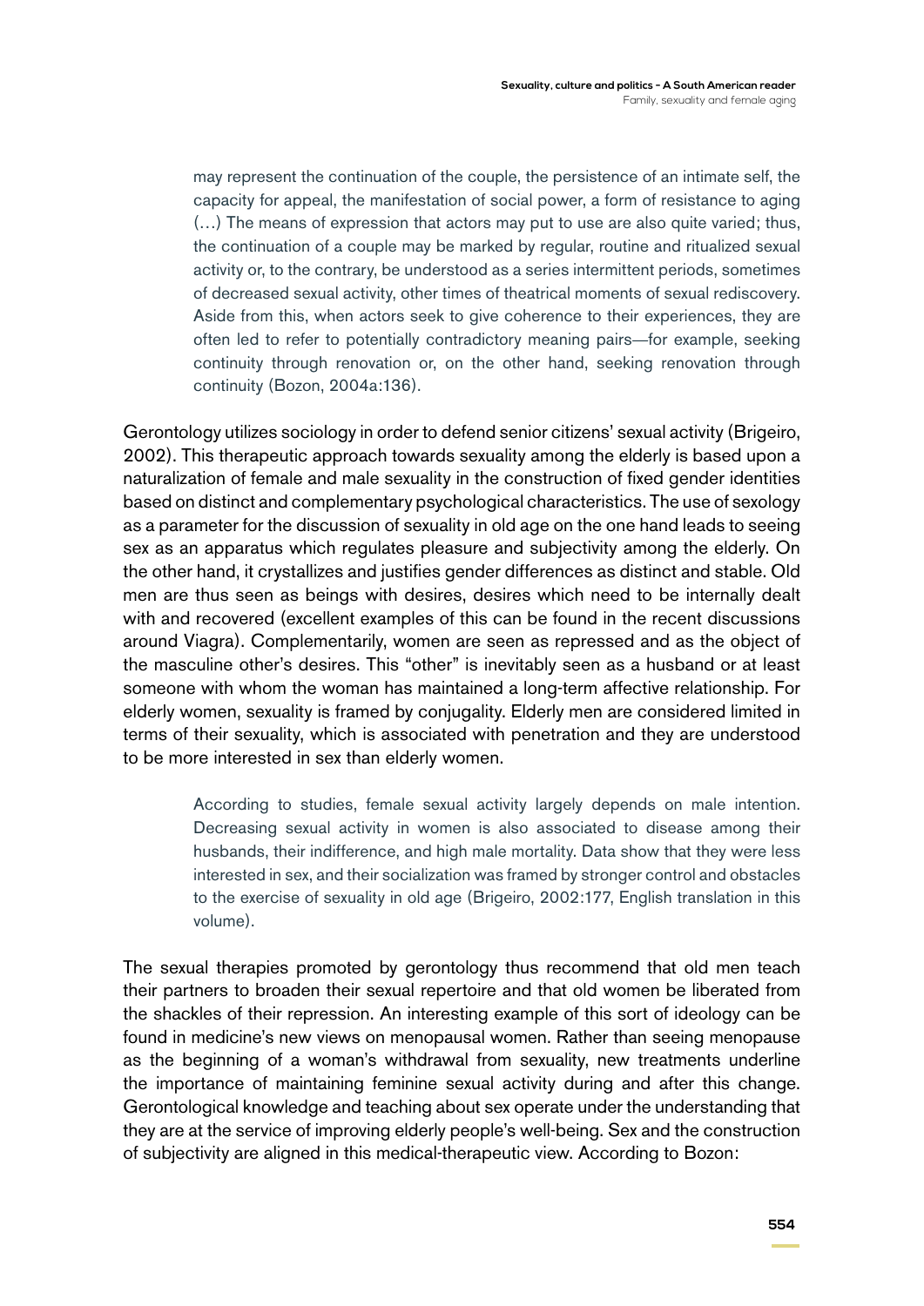> may represent the continuation of the couple, the persistence of an intimate self, the capacity for appeal, the manifestation of social power, a form of resistance to aging (…) The means of expression that actors may put to use are also quite varied; thus, the continuation of a couple may be marked by regular, routine and ritualized sexual activity or, to the contrary, be understood as a series intermittent periods, sometimes of decreased sexual activity, other times of theatrical moments of sexual rediscovery. Aside from this, when actors seek to give coherence to their experiences, they are often led to refer to potentially contradictory meaning pairs—for example, seeking continuity through renovation or, on the other hand, seeking renovation through continuity (Bozon, 2004a:136).

Gerontology utilizes sociology in order to defend senior citizens' sexual activity (Brigeiro, 2002). This therapeutic approach towards sexuality among the elderly is based upon a naturalization of female and male sexuality in the construction of fixed gender identities based on distinct and complementary psychological characteristics. The use of sexology as a parameter for the discussion of sexuality in old age on the one hand leads to seeing sex as an apparatus which regulates pleasure and subjectivity among the elderly. On the other hand, it crystallizes and justifies gender differences as distinct and stable. Old men are thus seen as beings with desires, desires which need to be internally dealt with and recovered (excellent examples of this can be found in the recent discussions around Viagra). Complementarily, women are seen as repressed and as the object of the masculine other's desires. This "other" is inevitably seen as a husband or at least someone with whom the woman has maintained a long-term affective relationship. For elderly women, sexuality is framed by conjugality. Elderly men are considered limited in terms of their sexuality, which is associated with penetration and they are understood to be more interested in sex than elderly women.

> According to studies, female sexual activity largely depends on male intention. Decreasing sexual activity in women is also associated to disease among their husbands, their indifference, and high male mortality. Data show that they were less interested in sex, and their socialization was framed by stronger control and obstacles to the exercise of sexuality in old age (Brigeiro, 2002:177, English translation in this volume).

The sexual therapies promoted by gerontology thus recommend that old men teach their partners to broaden their sexual repertoire and that old women be liberated from the shackles of their repression. An interesting example of this sort of ideology can be found in medicine's new views on menopausal women. Rather than seeing menopause as the beginning of a woman's withdrawal from sexuality, new treatments underline the importance of maintaining feminine sexual activity during and after this change. Gerontological knowledge and teaching about sex operate under the understanding that they are at the service of improving elderly people's well-being. Sex and the construction of subjectivity are aligned in this medical-therapeutic view. According to Bozon: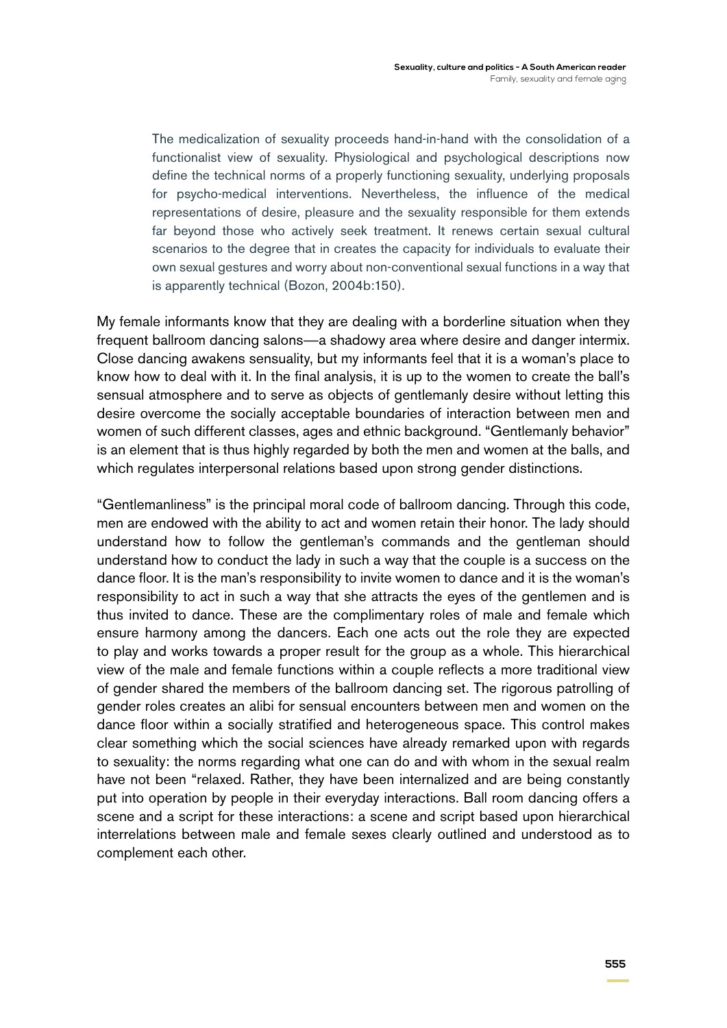> The medicalization of sexuality proceeds hand-in-hand with the consolidation of a functionalist view of sexuality. Physiological and psychological descriptions now define the technical norms of a properly functioning sexuality, underlying proposals for psycho-medical interventions. Nevertheless, the influence of the medical representations of desire, pleasure and the sexuality responsible for them extends far beyond those who actively seek treatment. It renews certain sexual cultural scenarios to the degree that in creates the capacity for individuals to evaluate their own sexual gestures and worry about non-conventional sexual functions in a way that is apparently technical (Bozon, 2004b:150).

My female informants know that they are dealing with a borderline situation when they frequent ballroom dancing salons—a shadowy area where desire and danger intermix. Close dancing awakens sensuality, but my informants feel that it is a woman's place to know how to deal with it. In the final analysis, it is up to the women to create the ball's sensual atmosphere and to serve as objects of gentlemanly desire without letting this desire overcome the socially acceptable boundaries of interaction between men and women of such different classes, ages and ethnic background. "Gentlemanly behavior" is an element that is thus highly regarded by both the men and women at the balls, and which regulates interpersonal relations based upon strong gender distinctions.

"Gentlemanliness" is the principal moral code of ballroom dancing. Through this code, men are endowed with the ability to act and women retain their honor. The lady should understand how to follow the gentleman's commands and the gentleman should understand how to conduct the lady in such a way that the couple is a success on the dance floor. It is the man's responsibility to invite women to dance and it is the woman's responsibility to act in such a way that she attracts the eyes of the gentlemen and is thus invited to dance. These are the complimentary roles of male and female which ensure harmony among the dancers. Each one acts out the role they are expected to play and works towards a proper result for the group as a whole. This hierarchical view of the male and female functions within a couple reflects a more traditional view of gender shared the members of the ballroom dancing set. The rigorous patrolling of gender roles creates an alibi for sensual encounters between men and women on the dance floor within a socially stratified and heterogeneous space. This control makes clear something which the social sciences have already remarked upon with regards to sexuality: the norms regarding what one can do and with whom in the sexual realm have not been "relaxed. Rather, they have been internalized and are being constantly put into operation by people in their everyday interactions. Ball room dancing offers a scene and a script for these interactions: a scene and script based upon hierarchical interrelations between male and female sexes clearly outlined and understood as to complement each other.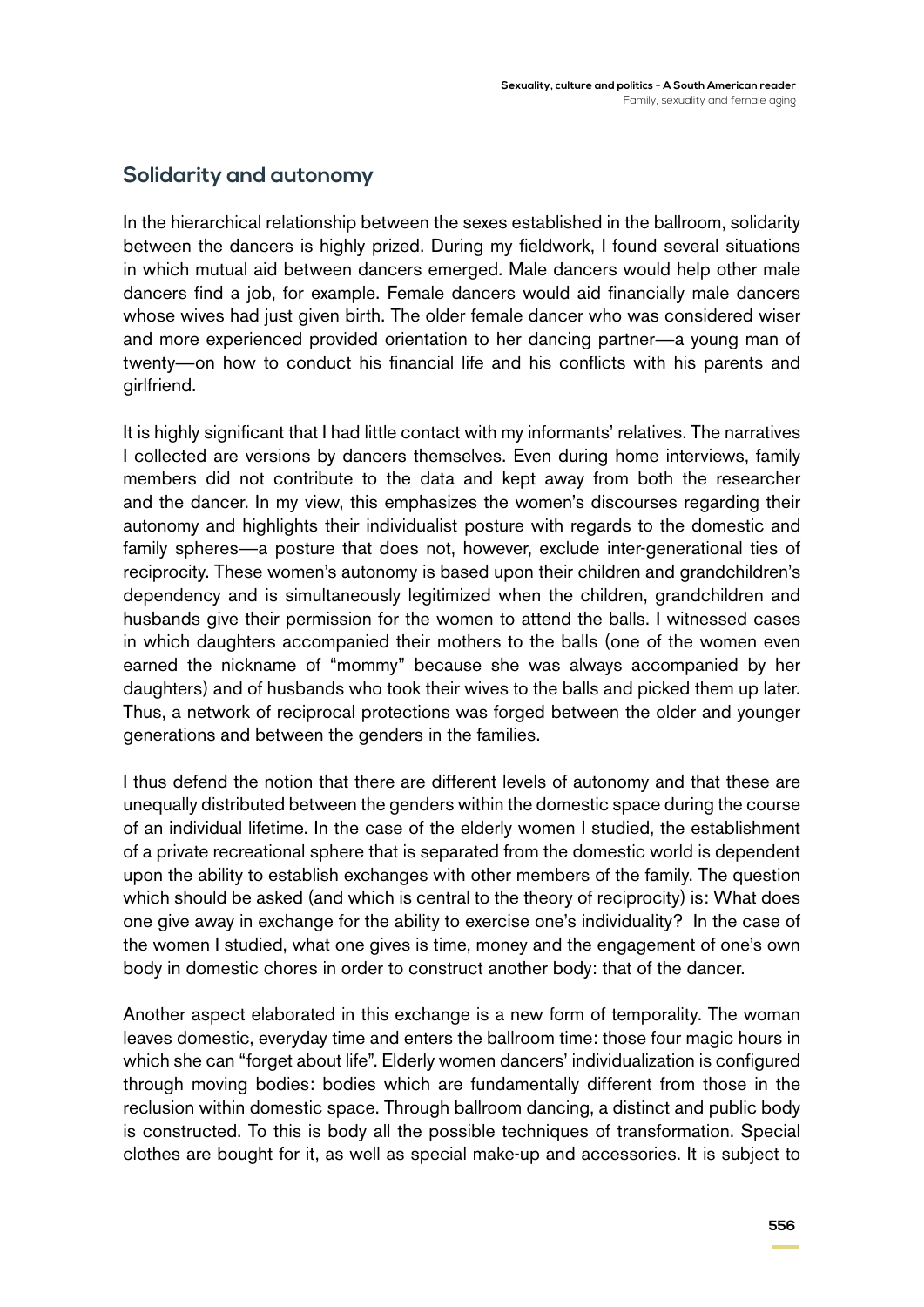## Solidarity and autonomy

In the hierarchical relationship between the sexes established in the ballroom, solidarity between the dancers is highly prized. During my fieldwork, I found several situations in which mutual aid between dancers emerged. Male dancers would help other male dancers find a job, for example. Female dancers would aid financially male dancers whose wives had just given birth. The older female dancer who was considered wiser and more experienced provided orientation to her dancing partner—a young man of twenty—on how to conduct his financial life and his conflicts with his parents and girlfriend.

It is highly significant that I had little contact with my informants' relatives. The narratives I collected are versions by dancers themselves. Even during home interviews, family members did not contribute to the data and kept away from both the researcher and the dancer. In my view, this emphasizes the women's discourses regarding their autonomy and highlights their individualist posture with regards to the domestic and family spheres—a posture that does not, however, exclude inter-generational ties of reciprocity. These women's autonomy is based upon their children and grandchildren's dependency and is simultaneously legitimized when the children, grandchildren and husbands give their permission for the women to attend the balls. I witnessed cases in which daughters accompanied their mothers to the balls (one of the women even earned the nickname of "mommy" because she was always accompanied by her daughters) and of husbands who took their wives to the balls and picked them up later. Thus, a network of reciprocal protections was forged between the older and younger generations and between the genders in the families.

I thus defend the notion that there are different levels of autonomy and that these are unequally distributed between the genders within the domestic space during the course of an individual lifetime. In the case of the elderly women I studied, the establishment of a private recreational sphere that is separated from the domestic world is dependent upon the ability to establish exchanges with other members of the family. The question which should be asked (and which is central to the theory of reciprocity) is: What does one give away in exchange for the ability to exercise one's individuality? In the case of the women I studied, what one gives is time, money and the engagement of one's own body in domestic chores in order to construct another body: that of the dancer.

Another aspect elaborated in this exchange is a new form of temporality. The woman leaves domestic, everyday time and enters the ballroom time: those four magic hours in which she can "forget about life". Elderly women dancers' individualization is configured through moving bodies: bodies which are fundamentally different from those in the reclusion within domestic space. Through ballroom dancing, a distinct and public body is constructed. To this is body all the possible techniques of transformation. Special clothes are bought for it, as well as special make-up and accessories. It is subject to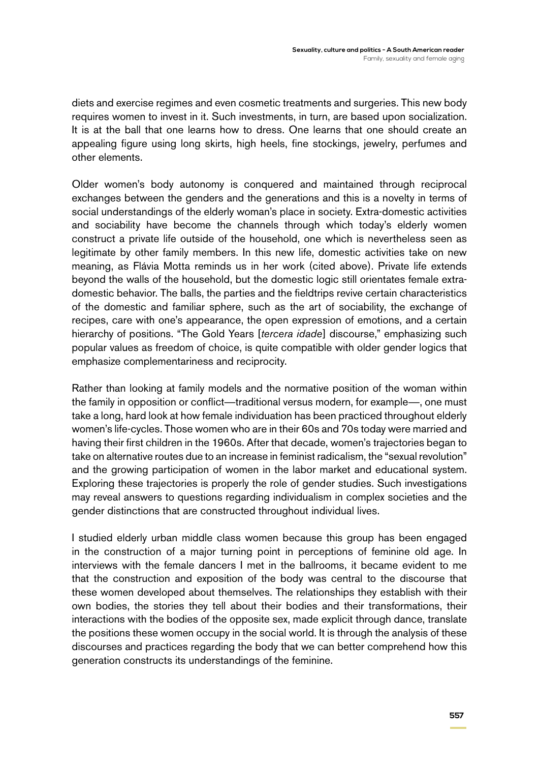diets and exercise regimes and even cosmetic treatments and surgeries. This new body requires women to invest in it. Such investments, in turn, are based upon socialization. It is at the ball that one learns how to dress. One learns that one should create an appealing figure using long skirts, high heels, fine stockings, jewelry, perfumes and other elements.

Older women's body autonomy is conquered and maintained through reciprocal exchanges between the genders and the generations and this is a novelty in terms of social understandings of the elderly woman's place in society. Extra-domestic activities and sociability have become the channels through which today's elderly women construct a private life outside of the household, one which is nevertheless seen as legitimate by other family members. In this new life, domestic activities take on new meaning, as Flávia Motta reminds us in her work (cited above). Private life extends beyond the walls of the household, but the domestic logic still orientates female extra-domestic behavior. The balls, the parties and the fieldtrips revive certain characteristics of the domestic and familiar sphere, such as the art of sociability, the exchange of recipes, care with one's appearance, the open expression of emotions, and a certain hierarchy of positions. "The Gold Years [*tercera idade*] discourse," emphasizing such popular values as freedom of choice, is quite compatible with older gender logics that emphasize complementariness and reciprocity.

Rather than looking at family models and the normative position of the woman within the family in opposition or conflict—traditional versus modern, for example—, one must take a long, hard look at how female individuation has been practiced throughout elderly women's life-cycles. Those women who are in their 60s and 70s today were married and having their first children in the 1960s. After that decade, women's trajectories began to take on alternative routes due to an increase in feminist radicalism, the "sexual revolution" and the growing participation of women in the labor market and educational system. Exploring these trajectories is properly the role of gender studies. Such investigations may reveal answers to questions regarding individualism in complex societies and the gender distinctions that are constructed throughout individual lives.

I studied elderly urban middle class women because this group has been engaged in the construction of a major turning point in perceptions of feminine old age. In interviews with the female dancers I met in the ballrooms, it became evident to me that the construction and exposition of the body was central to the discourse that these women developed about themselves. The relationships they establish with their own bodies, the stories they tell about their bodies and their transformations, their interactions with the bodies of the opposite sex, made explicit through dance, translate the positions these women occupy in the social world. It is through the analysis of these discourses and practices regarding the body that we can better comprehend how this generation constructs its understandings of the feminine.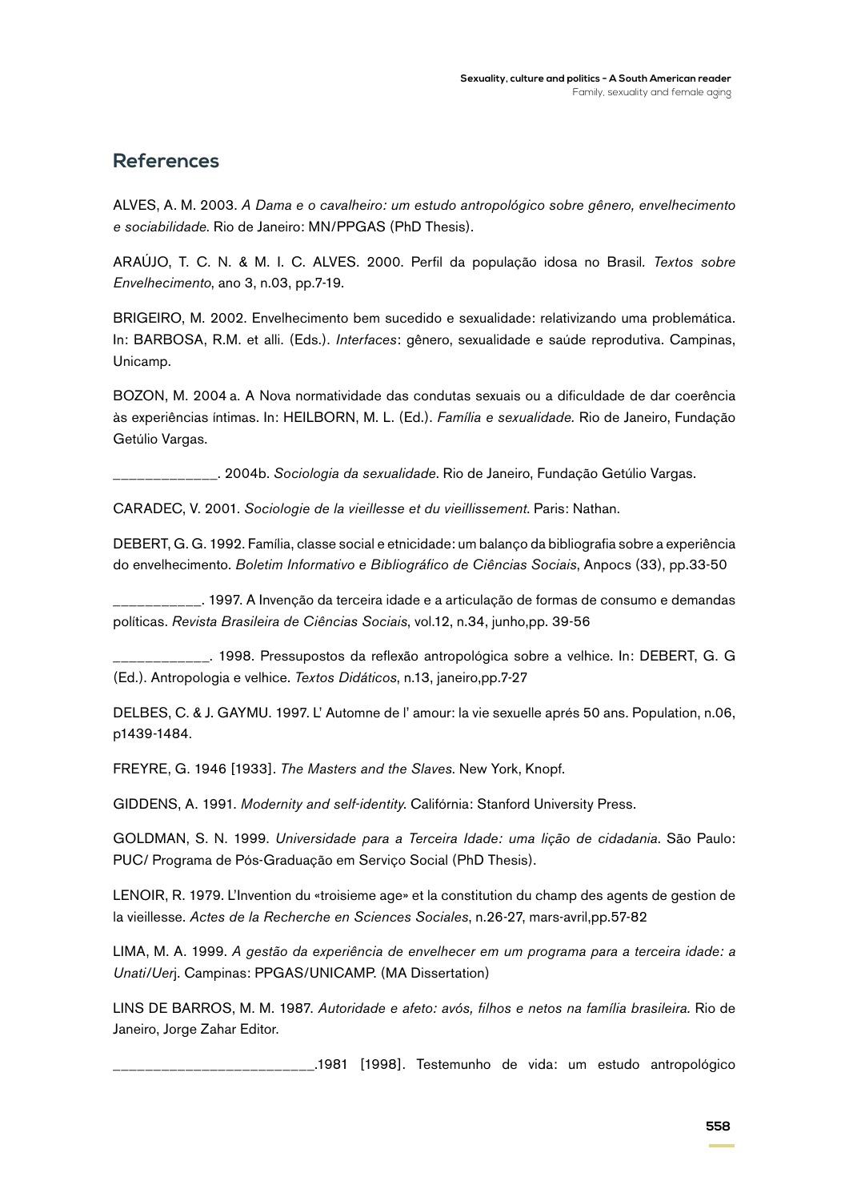## References

ALVES, A. M. 2003. *A Dama e o cavalheiro: um estudo antropológico sobre gênero, envelhecimento e sociabilidade*. Rio de Janeiro: MN/PPGAS (PhD Thesis).

ARAÚJO, T. C. N. & M. I. C. ALVES. 2000. Perfil da população idosa no Brasil. *Textos sobre Envelhecimento*, ano 3, n.03, pp.7-19.

BRIGEIRO, M. 2002. Envelhecimento bem sucedido e sexualidade: relativizando uma problemática. In: BARBOSA, R.M. et alli. (Eds.). *Interfaces*: gênero, sexualidade e saúde reprodutiva. Campinas, Unicamp.

BOZON, M. 2004 a. A Nova normatividade das condutas sexuais ou a dificuldade de dar coerência às experiências íntimas. In: HEILBORN, M. L. (Ed.). *Família e sexualidade.* Rio de Janeiro, Fundação Getúlio Vargas.

_____________. 2004b. *Sociologia da sexualidade*. Rio de Janeiro, Fundação Getúlio Vargas.

CARADEC, V. 2001. *Sociologie de la vieillesse et du vieillissement*. Paris: Nathan.

DEBERT, G. G. 1992. Família, classe social e etnicidade: um balanço da bibliografia sobre a experiência do envelhecimento. *Boletim Informativo e Bibliográfico de Ciências Sociais*, Anpocs (33), pp.33-50

___________. 1997. A Invenção da terceira idade e a articulação de formas de consumo e demandas políticas. *Revista Brasileira de Ciências Sociais*, vol.12, n.34, junho,pp. 39-56

____________. 1998. Pressupostos da reflexão antropológica sobre a velhice. In: DEBERT, G. G (Ed.). Antropologia e velhice. *Textos Didáticos*, n.13, janeiro,pp.7-27

DELBES, C. & J. GAYMU. 1997. L' Automne de l' amour: la vie sexuelle aprés 50 ans. Population, n.06, p1439-1484.

FREYRE, G. 1946 [1933]. *The Masters and the Slaves*. New York, Knopf.

GIDDENS, A. 1991. *Modernity and self-identity.* Califórnia: Stanford University Press.

GOLDMAN, S. N. 1999. *Universidade para a Terceira Idade: uma lição de cidadania*. São Paulo: PUC/ Programa de Pós-Graduação em Serviço Social (PhD Thesis).

LENOIR, R. 1979. L'Invention du «troisieme age» et la constitution du champ des agents de gestion de la vieillesse. *Actes de la Recherche en Sciences Sociales*, n.26-27, mars-avril,pp.57-82

LIMA, M. A. 1999. *A gestão da experiência de envelhecer em um programa para a terceira idade: a Unati/Uerj*. Campinas: PPGAS/UNICAMP. (MA Dissertation)

LINS DE BARROS, M. M. 1987. *Autoridade e afeto: avós, filhos e netos na família brasileira.* Rio de Janeiro, Jorge Zahar Editor.

________________________.1981 [1998]. Testemunho de vida: um estudo antropológico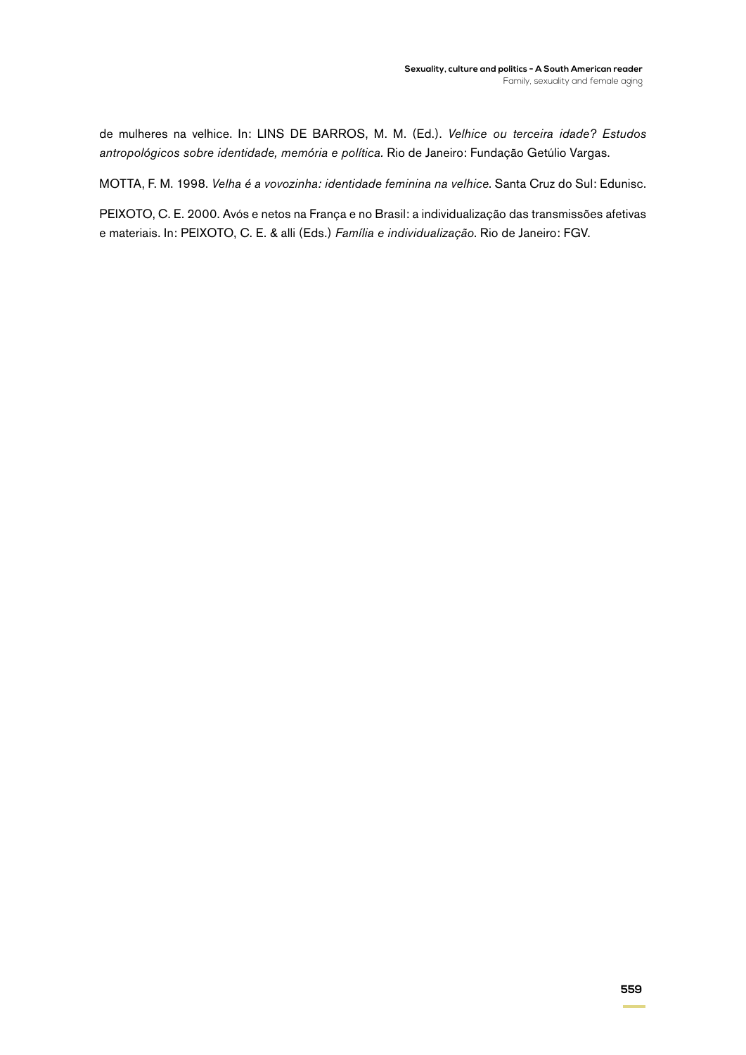de mulheres na velhice. In: LINS DE BARROS, M. M. (Ed.). *Velhice ou terceira idade? Estudos antropológicos sobre identidade, memória e política.* Rio de Janeiro: Fundação Getúlio Vargas.

MOTTA, F. M. 1998. *Velha é a vovozinha: identidade feminina na velhice*. Santa Cruz do Sul: Edunisc.

PEIXOTO, C. E. 2000. Avós e netos na França e no Brasil: a individualização das transmissões afetivas e materiais. In: PEIXOTO, C. E. & alli (Eds.) *Família e individualização*. Rio de Janeiro: FGV.